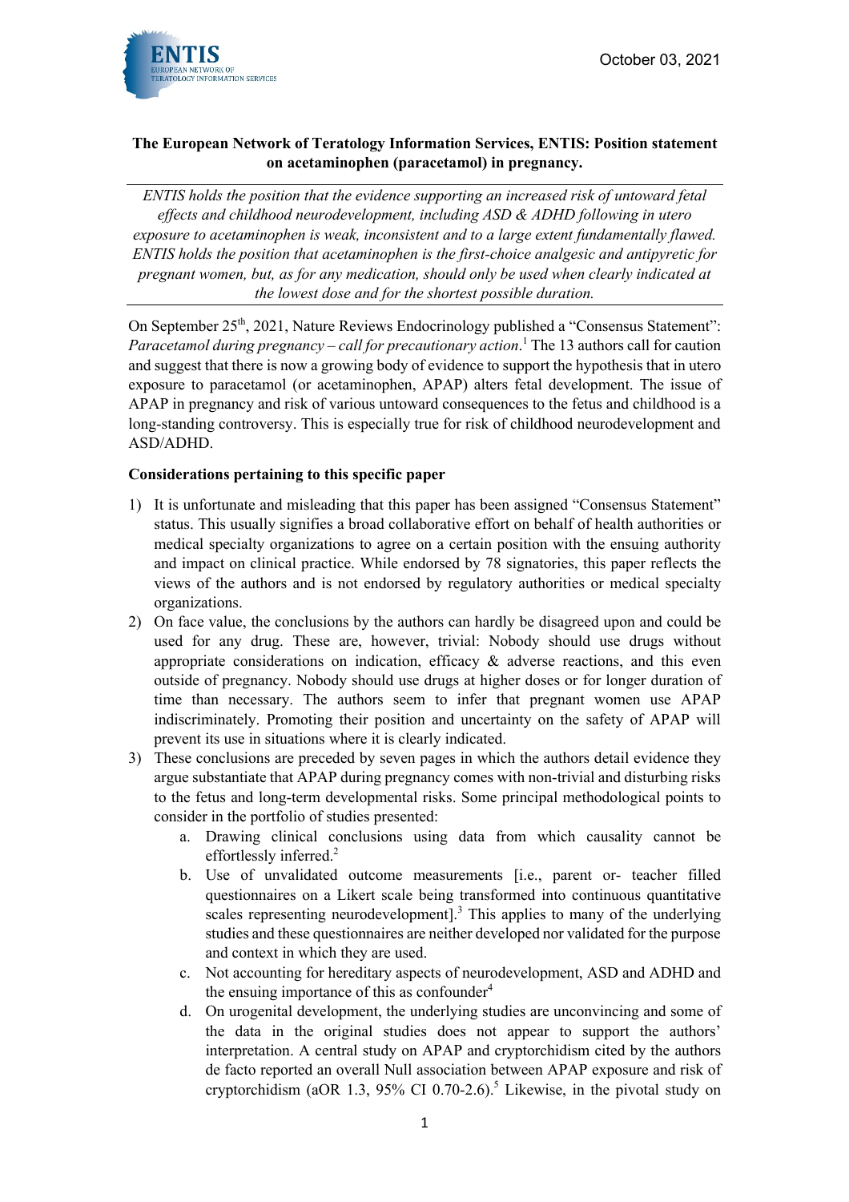October 03, 2021

**The European Network of Teratology Information Services, ENTIS: Position statement on acetaminophen (paracetamol) in pregnancy.**

---

*ENTIS holds the position that the evidence supporting an increased risk of untoward fetal effects and childhood neurodevelopment, including ASD & ADHD following in utero exposure to acetaminophen is weak, inconsistent and to a large extent fundamentally flawed. ENTIS holds the position that acetaminophen is the first-choice analgesic and antipyretic for pregnant women, but, as for any medication, should only be used when clearly indicated at the lowest dose and for the shortest possible duration.*

---

On September 25th, 2021, Nature Reviews Endocrinology published a "Consensus Statement": *Paracetamol during pregnancy – call for precautionary action*.[1] The 13 authors call for caution and suggest that there is now a growing body of evidence to support the hypothesis that in utero exposure to paracetamol (or acetaminophen, APAP) alters fetal development. The issue of APAP in pregnancy and risk of various untoward consequences to the fetus and childhood is a long-standing controversy. This is especially true for risk of childhood neurodevelopment and ASD/ADHD.

**Considerations pertaining to this specific paper**

1) It is unfortunate and misleading that this paper has been assigned "Consensus Statement" status. This usually signifies a broad collaborative effort on behalf of health authorities or medical specialty organizations to agree on a certain position with the ensuing authority and impact on clinical practice. While endorsed by 78 signatories, this paper reflects the views of the authors and is not endorsed by regulatory authorities or medical specialty organizations.
2) On face value, the conclusions by the authors can hardly be disagreed upon and could be used for any drug. These are, however, trivial: Nobody should use drugs without appropriate considerations on indication, efficacy & adverse reactions, and this even outside of pregnancy. Nobody should use drugs at higher doses or for longer duration of time than necessary. The authors seem to infer that pregnant women use APAP indiscriminately. Promoting their position and uncertainty on the safety of APAP will prevent its use in situations where it is clearly indicated.
3) These conclusions are preceded by seven pages in which the authors detail evidence they argue substantiate that APAP during pregnancy comes with non-trivial and disturbing risks to the fetus and long-term developmental risks. Some principal methodological points to consider in the portfolio of studies presented:
   a. Drawing clinical conclusions using data from which causality cannot be effortlessly inferred.[2]
   b. Use of unvalidated outcome measurements [i.e., parent or- teacher filled questionnaires on a Likert scale being transformed into continuous quantitative scales representing neurodevelopment].[3] This applies to many of the underlying studies and these questionnaires are neither developed nor validated for the purpose and context in which they are used.
   c. Not accounting for hereditary aspects of neurodevelopment, ASD and ADHD and the ensuing importance of this as confounder[4]
   d. On urogenital development, the underlying studies are unconvincing and some of the data in the original studies does not appear to support the authors' interpretation. A central study on APAP and cryptorchidism cited by the authors de facto reported an overall Null association between APAP exposure and risk of cryptorchidism (aOR 1.3, 95% CI 0.70-2.6).[5] Likewise, in the pivotal study on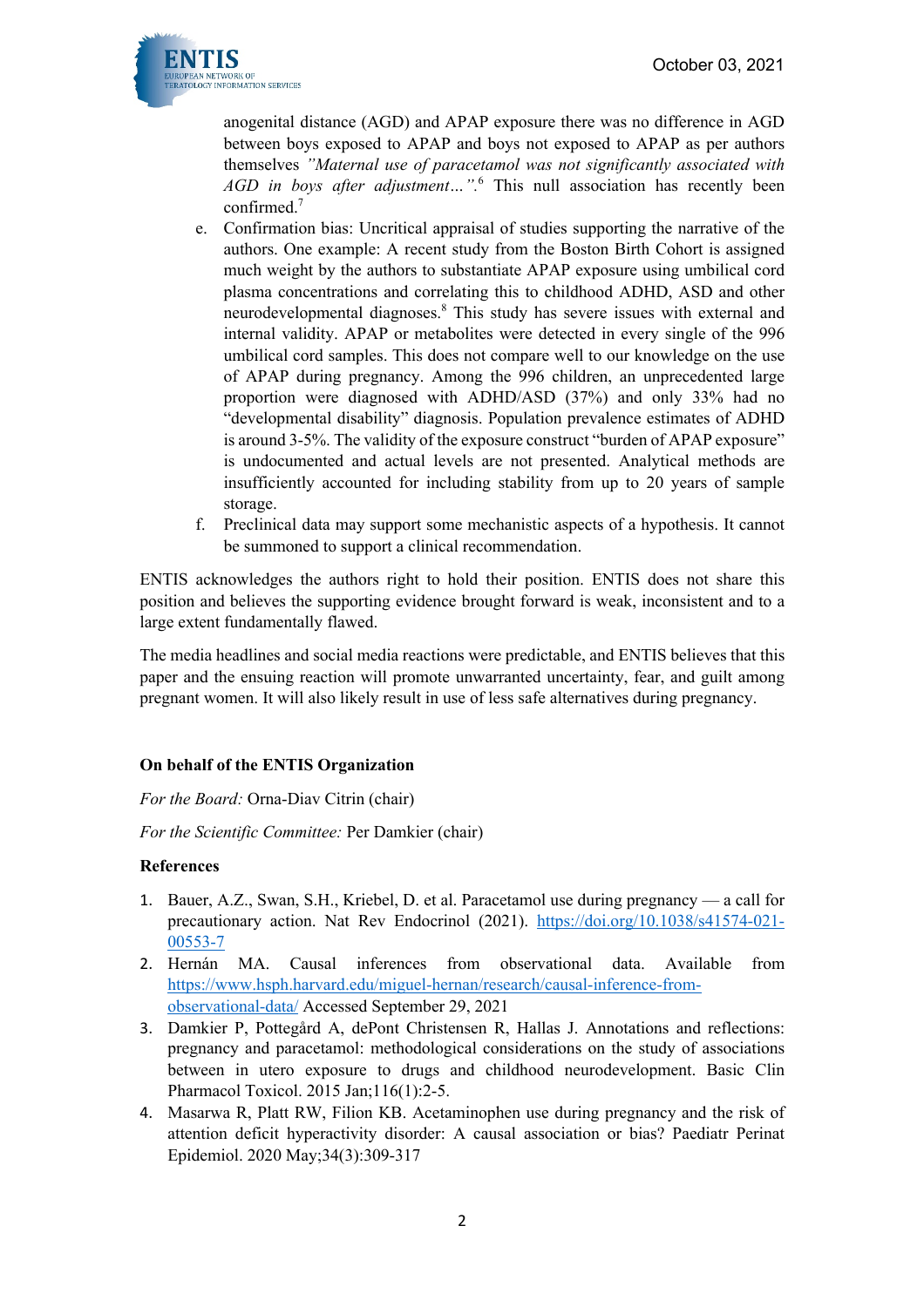anogenital distance (AGD) and APAP exposure there was no difference in AGD between boys exposed to APAP and boys not exposed to APAP as per authors themselves *"Maternal use of paracetamol was not significantly associated with AGD in boys after adjustment…"*.[6] This null association has recently been confirmed.[7]

e. Confirmation bias: Uncritical appraisal of studies supporting the narrative of the authors. One example: A recent study from the Boston Birth Cohort is assigned much weight by the authors to substantiate APAP exposure using umbilical cord plasma concentrations and correlating this to childhood ADHD, ASD and other neurodevelopmental diagnoses.[8] This study has severe issues with external and internal validity. APAP or metabolites were detected in every single of the 996 umbilical cord samples. This does not compare well to our knowledge on the use of APAP during pregnancy. Among the 996 children, an unprecedented large proportion were diagnosed with ADHD/ASD (37%) and only 33% had no "developmental disability" diagnosis. Population prevalence estimates of ADHD is around 3-5%. The validity of the exposure construct "burden of APAP exposure" is undocumented and actual levels are not presented. Analytical methods are insufficiently accounted for including stability from up to 20 years of sample storage.

f. Preclinical data may support some mechanistic aspects of a hypothesis. It cannot be summoned to support a clinical recommendation.

ENTIS acknowledges the authors right to hold their position. ENTIS does not share this position and believes the supporting evidence brought forward is weak, inconsistent and to a large extent fundamentally flawed.

The media headlines and social media reactions were predictable, and ENTIS believes that this paper and the ensuing reaction will promote unwarranted uncertainty, fear, and guilt among pregnant women. It will also likely result in use of less safe alternatives during pregnancy.

**On behalf of the ENTIS Organization**

*For the Board:* Orna-Diav Citrin (chair)

*For the Scientific Committee:* Per Damkier (chair)

**References**

1. Bauer, A.Z., Swan, S.H., Kriebel, D. et al. Paracetamol use during pregnancy — a call for precautionary action. Nat Rev Endocrinol (2021). https://doi.org/10.1038/s41574-021-00553-7
2. Hernán MA. Causal inferences from observational data. Available from https://www.hsph.harvard.edu/miguel-hernan/research/causal-inference-from-observational-data/ Accessed September 29, 2021
3. Damkier P, Pottegård A, dePont Christensen R, Hallas J. Annotations and reflections: pregnancy and paracetamol: methodological considerations on the study of associations between in utero exposure to drugs and childhood neurodevelopment. Basic Clin Pharmacol Toxicol. 2015 Jan;116(1):2-5.
4. Masarwa R, Platt RW, Filion KB. Acetaminophen use during pregnancy and the risk of attention deficit hyperactivity disorder: A causal association or bias? Paediatr Perinat Epidemiol. 2020 May;34(3):309-317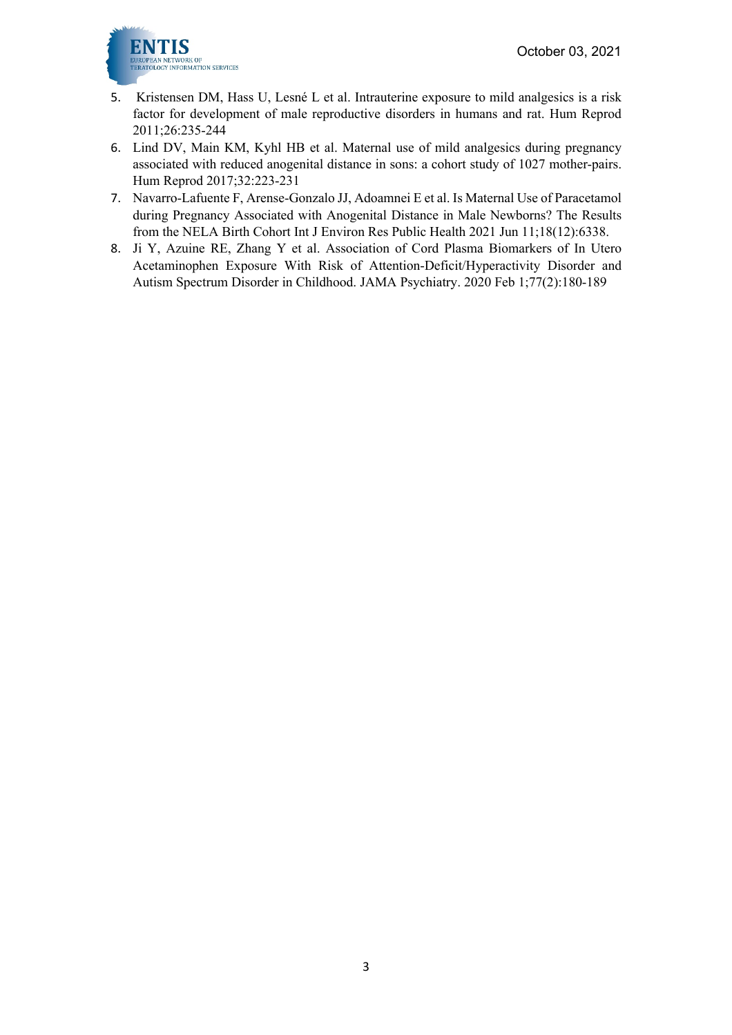5. Kristensen DM, Hass U, Lesné L et al. Intrauterine exposure to mild analgesics is a risk factor for development of male reproductive disorders in humans and rat. Hum Reprod 2011;26:235-244
6. Lind DV, Main KM, Kyhl HB et al. Maternal use of mild analgesics during pregnancy associated with reduced anogenital distance in sons: a cohort study of 1027 mother-pairs. Hum Reprod 2017;32:223-231
7. Navarro-Lafuente F, Arense-Gonzalo JJ, Adoamnei E et al. Is Maternal Use of Paracetamol during Pregnancy Associated with Anogenital Distance in Male Newborns? The Results from the NELA Birth Cohort Int J Environ Res Public Health 2021 Jun 11;18(12):6338.
8. Ji Y, Azuine RE, Zhang Y et al. Association of Cord Plasma Biomarkers of In Utero Acetaminophen Exposure With Risk of Attention-Deficit/Hyperactivity Disorder and Autism Spectrum Disorder in Childhood. JAMA Psychiatry. 2020 Feb 1;77(2):180-189